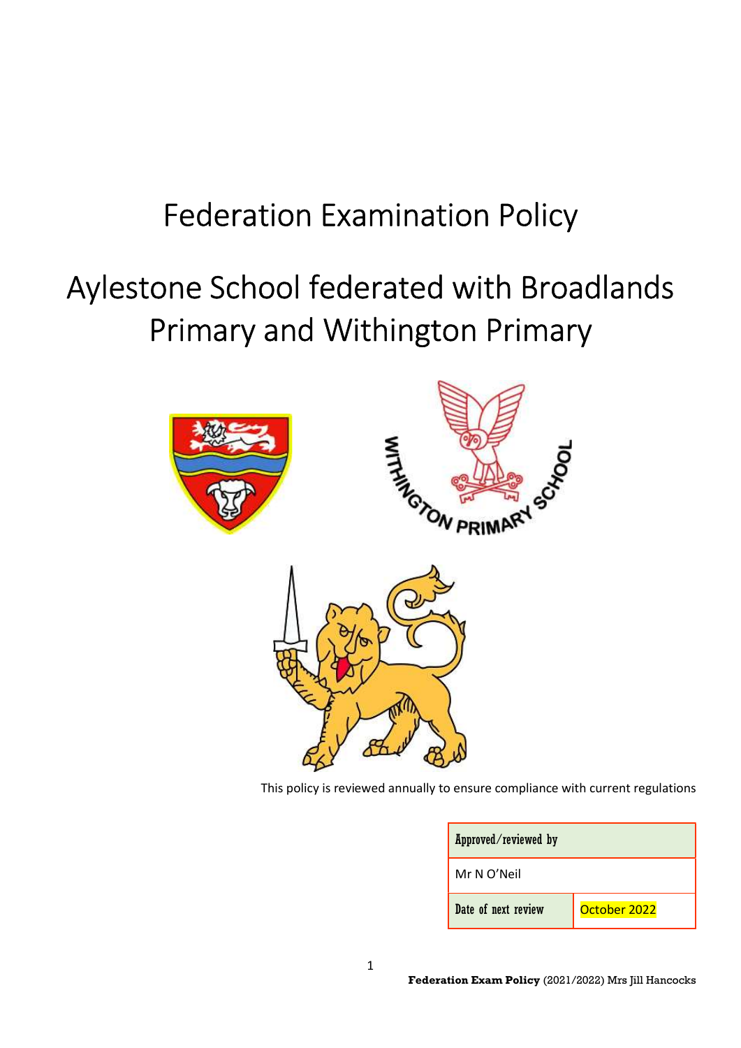# Federation Examination Policy

# Aylestone School federated with Broadlands Primary and Withington Primary

This policy is reviewed annually to ensure compliance with current regulations

| Approved/reviewed by | |
|---|---|
| Mr N O'Neil | |
| Date of next review | October 2022 |

**Federation Exam Policy** (2021/2022) Mrs Jill Hancocks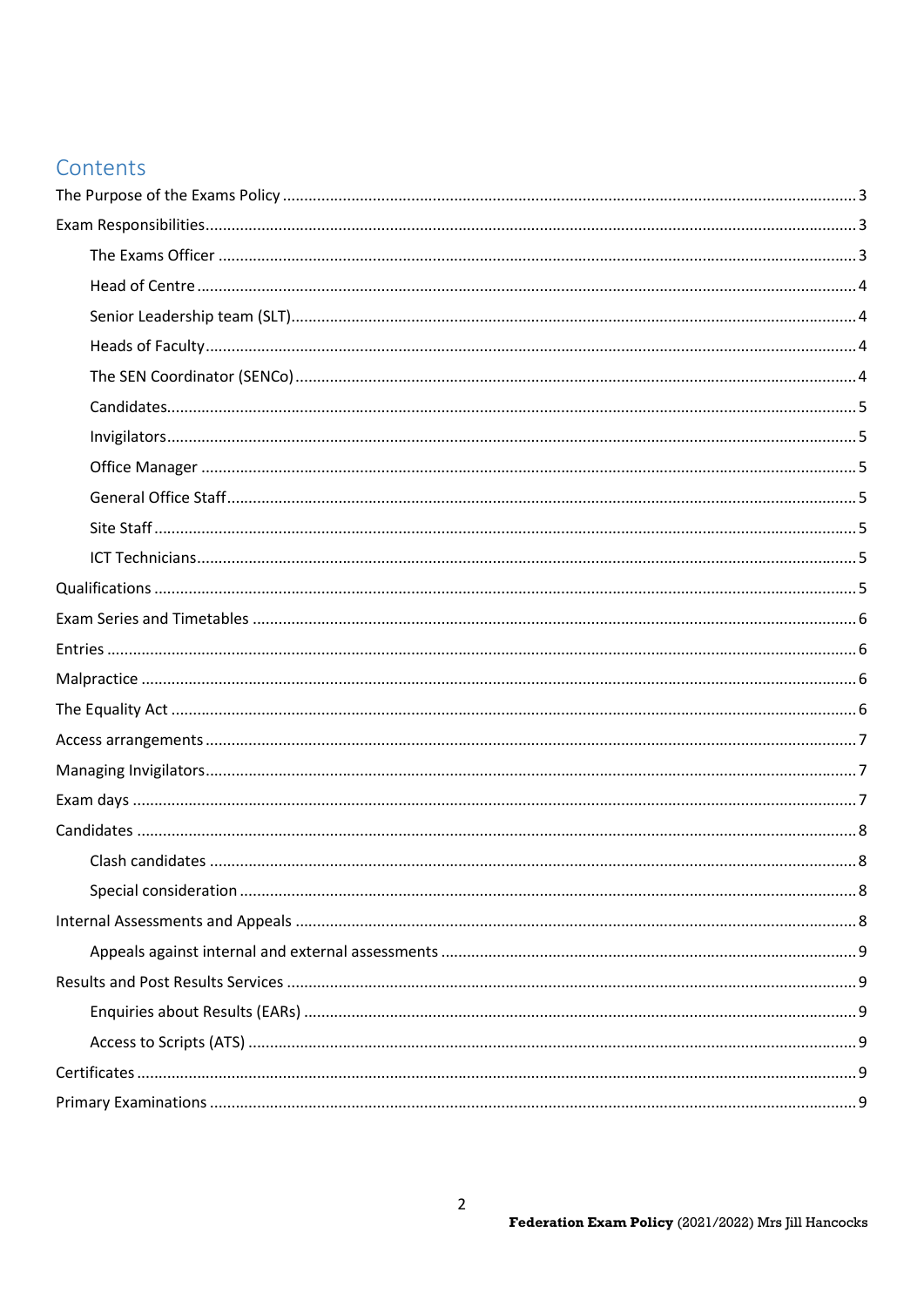## Contents

- The Purpose of the Exams Policy ... 3
- Exam Responsibilities ... 3
  - The Exams Officer ... 3
  - Head of Centre ... 4
  - Senior Leadership team (SLT) ... 4
  - Heads of Faculty ... 4
  - The SEN Coordinator (SENCo) ... 4
  - Candidates ... 5
  - Invigilators ... 5
  - Office Manager ... 5
  - General Office Staff ... 5
  - Site Staff ... 5
  - ICT Technicians ... 5
- Qualifications ... 5
- Exam Series and Timetables ... 6
- Entries ... 6
- Malpractice ... 6
- The Equality Act ... 6
- Access arrangements ... 7
- Managing Invigilators ... 7
- Exam days ... 7
- Candidates ... 8
  - Clash candidates ... 8
  - Special consideration ... 8
- Internal Assessments and Appeals ... 8
  - Appeals against internal and external assessments ... 9
- Results and Post Results Services ... 9
  - Enquiries about Results (EARs) ... 9
  - Access to Scripts (ATS) ... 9
- Certificates ... 9
- Primary Examinations ... 9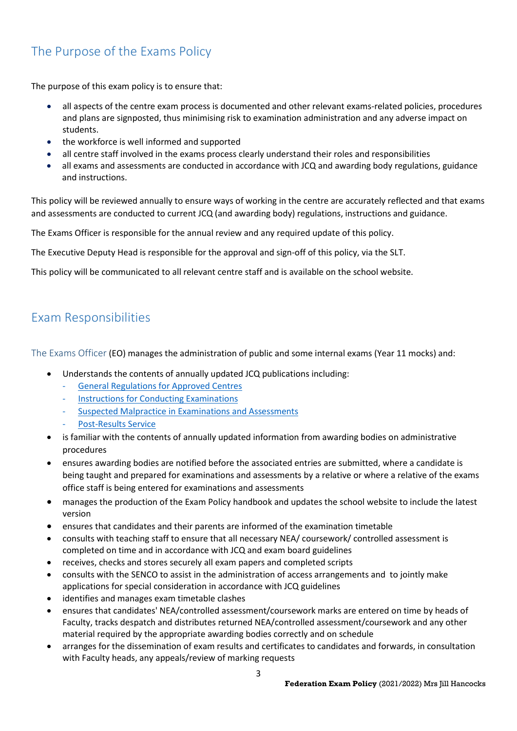## The Purpose of the Exams Policy

The purpose of this exam policy is to ensure that:

- all aspects of the centre exam process is documented and other relevant exams-related policies, procedures and plans are signposted, thus minimising risk to examination administration and any adverse impact on students.
- the workforce is well informed and supported
- all centre staff involved in the exams process clearly understand their roles and responsibilities
- all exams and assessments are conducted in accordance with JCQ and awarding body regulations, guidance and instructions.

This policy will be reviewed annually to ensure ways of working in the centre are accurately reflected and that exams and assessments are conducted to current JCQ (and awarding body) regulations, instructions and guidance.

The Exams Officer is responsible for the annual review and any required update of this policy.

The Executive Deputy Head is responsible for the approval and sign-off of this policy, via the SLT.

This policy will be communicated to all relevant centre staff and is available on the school website.

## Exam Responsibilities

### The Exams Officer

The Exams Officer (EO) manages the administration of public and some internal exams (Year 11 mocks) and:

- Understands the contents of annually updated JCQ publications including:
  - General Regulations for Approved Centres
  - Instructions for Conducting Examinations
  - Suspected Malpractice in Examinations and Assessments
  - Post-Results Service
- is familiar with the contents of annually updated information from awarding bodies on administrative procedures
- ensures awarding bodies are notified before the associated entries are submitted, where a candidate is being taught and prepared for examinations and assessments by a relative or where a relative of the exams office staff is being entered for examinations and assessments
- manages the production of the Exam Policy handbook and updates the school website to include the latest version
- ensures that candidates and their parents are informed of the examination timetable
- consults with teaching staff to ensure that all necessary NEA/ coursework/ controlled assessment is completed on time and in accordance with JCQ and exam board guidelines
- receives, checks and stores securely all exam papers and completed scripts
- consults with the SENCO to assist in the administration of access arrangements and to jointly make applications for special consideration in accordance with JCQ guidelines
- identifies and manages exam timetable clashes
- ensures that candidates' NEA/controlled assessment/coursework marks are entered on time by heads of Faculty, tracks despatch and distributes returned NEA/controlled assessment/coursework and any other material required by the appropriate awarding bodies correctly and on schedule
- arranges for the dissemination of exam results and certificates to candidates and forwards, in consultation with Faculty heads, any appeals/review of marking requests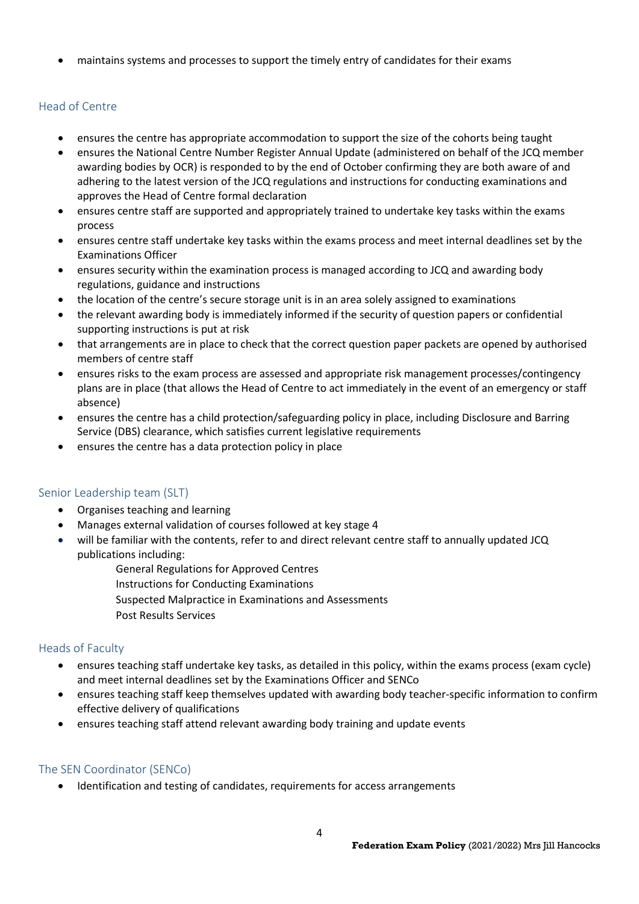- maintains systems and processes to support the timely entry of candidates for their exams

## Head of Centre

- ensures the centre has appropriate accommodation to support the size of the cohorts being taught
- ensures the National Centre Number Register Annual Update (administered on behalf of the JCQ member awarding bodies by OCR) is responded to by the end of October confirming they are both aware of and adhering to the latest version of the JCQ regulations and instructions for conducting examinations and approves the Head of Centre formal declaration
- ensures centre staff are supported and appropriately trained to undertake key tasks within the exams process
- ensures centre staff undertake key tasks within the exams process and meet internal deadlines set by the Examinations Officer
- ensures security within the examination process is managed according to JCQ and awarding body regulations, guidance and instructions
- the location of the centre's secure storage unit is in an area solely assigned to examinations
- the relevant awarding body is immediately informed if the security of question papers or confidential supporting instructions is put at risk
- that arrangements are in place to check that the correct question paper packets are opened by authorised members of centre staff
- ensures risks to the exam process are assessed and appropriate risk management processes/contingency plans are in place (that allows the Head of Centre to act immediately in the event of an emergency or staff absence)
- ensures the centre has a child protection/safeguarding policy in place, including Disclosure and Barring Service (DBS) clearance, which satisfies current legislative requirements
- ensures the centre has a data protection policy in place

## Senior Leadership team (SLT)

- Organises teaching and learning
- Manages external validation of courses followed at key stage 4
- will be familiar with the contents, refer to and direct relevant centre staff to annually updated JCQ publications including:
  - General Regulations for Approved Centres
  - Instructions for Conducting Examinations
  - Suspected Malpractice in Examinations and Assessments
  - Post Results Services

## Heads of Faculty

- ensures teaching staff undertake key tasks, as detailed in this policy, within the exams process (exam cycle) and meet internal deadlines set by the Examinations Officer and SENCo
- ensures teaching staff keep themselves updated with awarding body teacher-specific information to confirm effective delivery of qualifications
- ensures teaching staff attend relevant awarding body training and update events

## The SEN Coordinator (SENCo)

- Identification and testing of candidates, requirements for access arrangements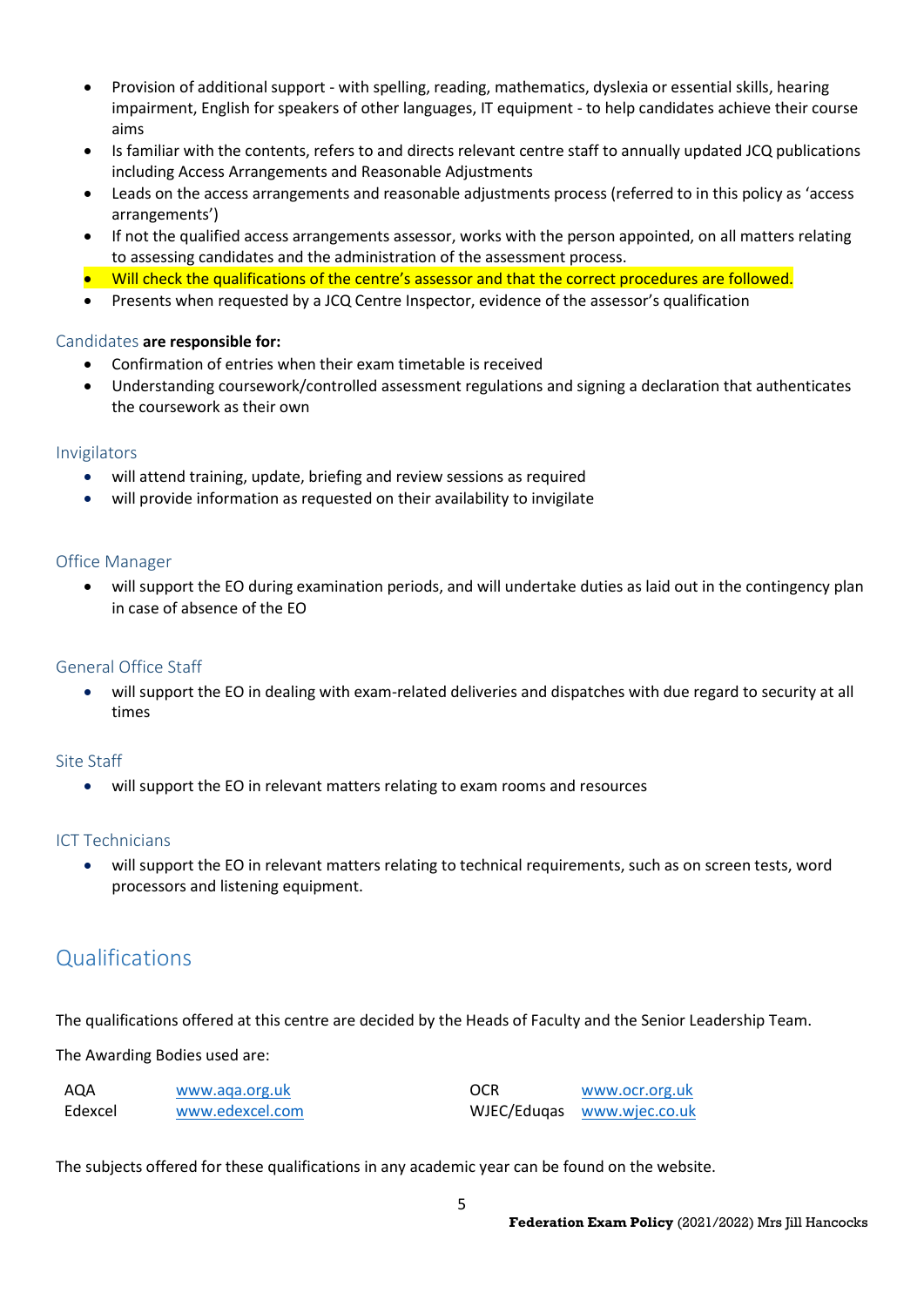- Provision of additional support - with spelling, reading, mathematics, dyslexia or essential skills, hearing impairment, English for speakers of other languages, IT equipment - to help candidates achieve their course aims
- Is familiar with the contents, refers to and directs relevant centre staff to annually updated JCQ publications including Access Arrangements and Reasonable Adjustments
- Leads on the access arrangements and reasonable adjustments process (referred to in this policy as 'access arrangements')
- If not the qualified access arrangements assessor, works with the person appointed, on all matters relating to assessing candidates and the administration of the assessment process.
- Will check the qualifications of the centre's assessor and that the correct procedures are followed.
- Presents when requested by a JCQ Centre Inspector, evidence of the assessor's qualification

### Candidates **are responsible for:**

- Confirmation of entries when their exam timetable is received
- Understanding coursework/controlled assessment regulations and signing a declaration that authenticates the coursework as their own

### Invigilators

- will attend training, update, briefing and review sessions as required
- will provide information as requested on their availability to invigilate

### Office Manager

- will support the EO during examination periods, and will undertake duties as laid out in the contingency plan in case of absence of the EO

### General Office Staff

- will support the EO in dealing with exam-related deliveries and dispatches with due regard to security at all times

### Site Staff

- will support the EO in relevant matters relating to exam rooms and resources

### ICT Technicians

- will support the EO in relevant matters relating to technical requirements, such as on screen tests, word processors and listening equipment.

## Qualifications

The qualifications offered at this centre are decided by the Heads of Faculty and the Senior Leadership Team.

The Awarding Bodies used are:

| | | | |
|---|---|---|---|
| AQA | www.aqa.org.uk | OCR | www.ocr.org.uk |
| Edexcel | www.edexcel.com | WJEC/Eduqas | www.wjec.co.uk |

The subjects offered for these qualifications in any academic year can be found on the website.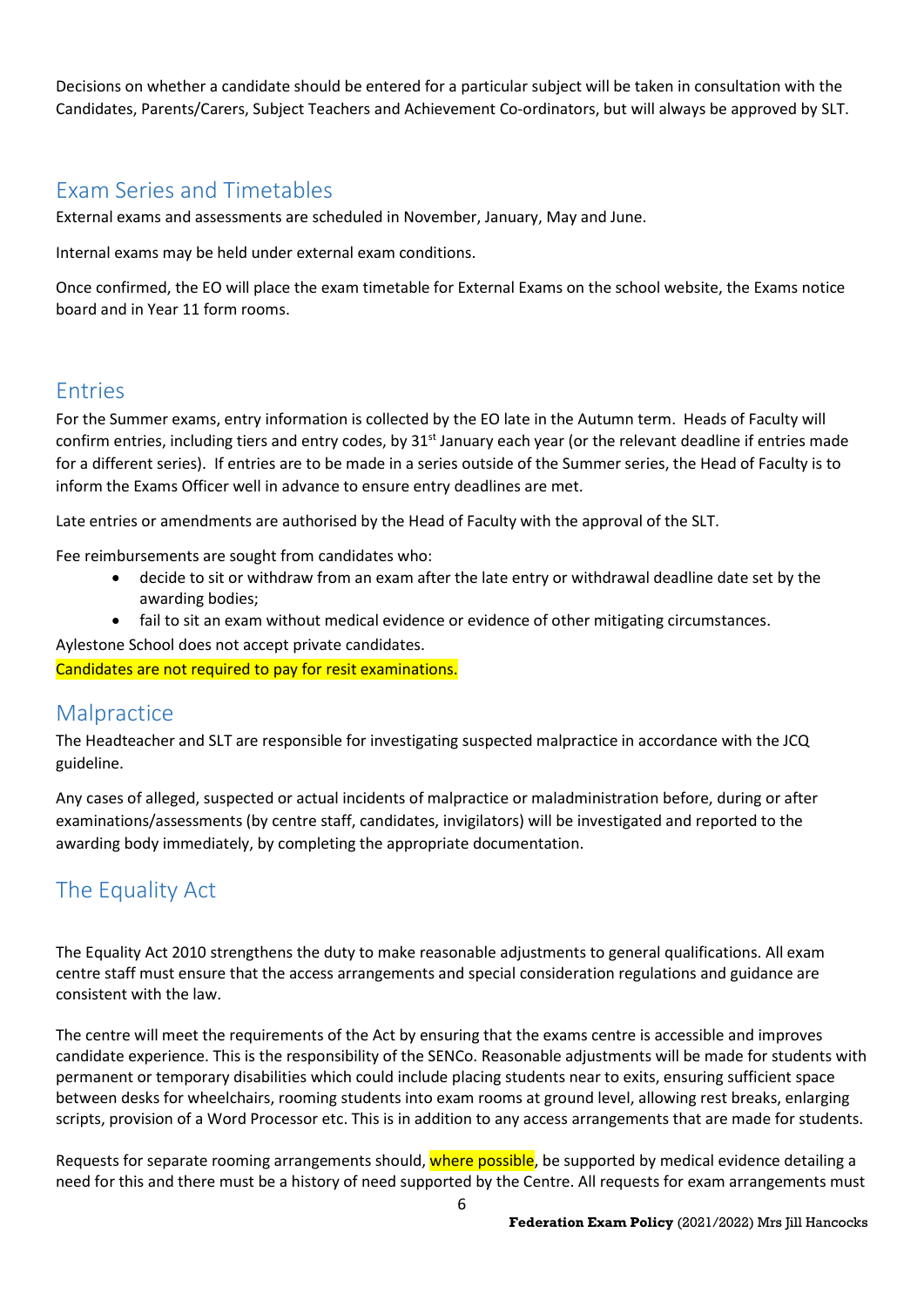Decisions on whether a candidate should be entered for a particular subject will be taken in consultation with the Candidates, Parents/Carers, Subject Teachers and Achievement Co-ordinators, but will always be approved by SLT.

## Exam Series and Timetables

External exams and assessments are scheduled in November, January, May and June.

Internal exams may be held under external exam conditions.

Once confirmed, the EO will place the exam timetable for External Exams on the school website, the Exams notice board and in Year 11 form rooms.

## Entries

For the Summer exams, entry information is collected by the EO late in the Autumn term. Heads of Faculty will confirm entries, including tiers and entry codes, by 31st January each year (or the relevant deadline if entries made for a different series). If entries are to be made in a series outside of the Summer series, the Head of Faculty is to inform the Exams Officer well in advance to ensure entry deadlines are met.

Late entries or amendments are authorised by the Head of Faculty with the approval of the SLT.

Fee reimbursements are sought from candidates who:

- decide to sit or withdraw from an exam after the late entry or withdrawal deadline date set by the awarding bodies;
- fail to sit an exam without medical evidence or evidence of other mitigating circumstances.

Aylestone School does not accept private candidates.

Candidates are not required to pay for resit examinations.

## Malpractice

The Headteacher and SLT are responsible for investigating suspected malpractice in accordance with the JCQ guideline.

Any cases of alleged, suspected or actual incidents of malpractice or maladministration before, during or after examinations/assessments (by centre staff, candidates, invigilators) will be investigated and reported to the awarding body immediately, by completing the appropriate documentation.

## The Equality Act

The Equality Act 2010 strengthens the duty to make reasonable adjustments to general qualifications. All exam centre staff must ensure that the access arrangements and special consideration regulations and guidance are consistent with the law.

The centre will meet the requirements of the Act by ensuring that the exams centre is accessible and improves candidate experience. This is the responsibility of the SENCo. Reasonable adjustments will be made for students with permanent or temporary disabilities which could include placing students near to exits, ensuring sufficient space between desks for wheelchairs, rooming students into exam rooms at ground level, allowing rest breaks, enlarging scripts, provision of a Word Processor etc. This is in addition to any access arrangements that are made for students.

Requests for separate rooming arrangements should, where possible, be supported by medical evidence detailing a need for this and there must be a history of need supported by the Centre. All requests for exam arrangements must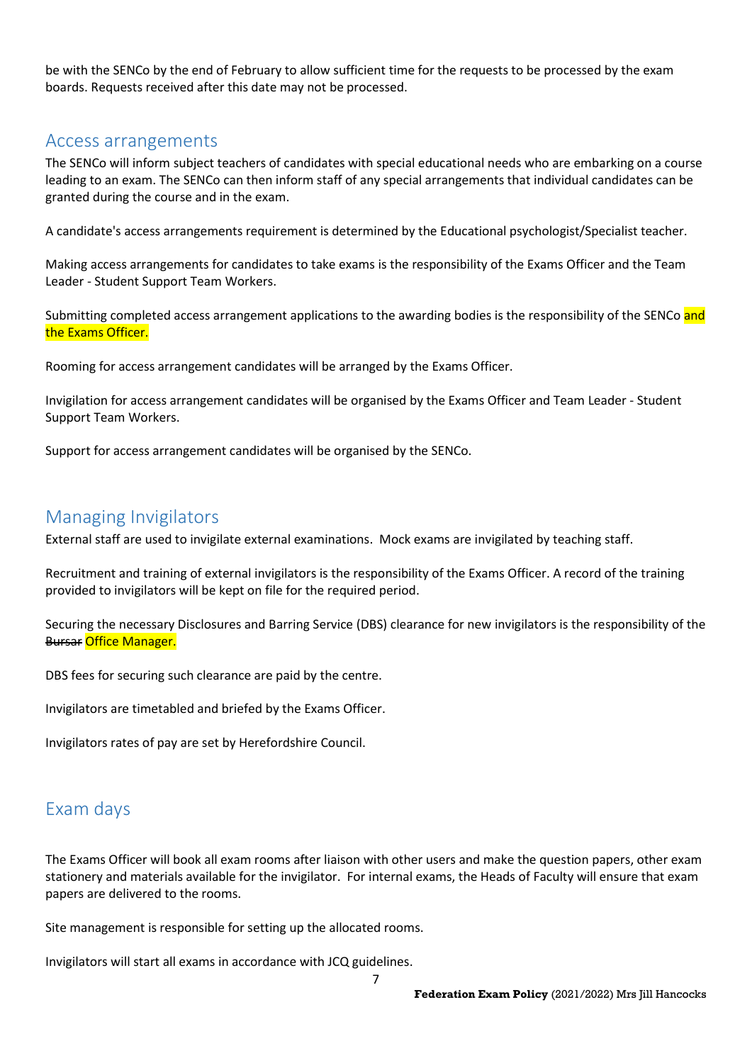be with the SENCo by the end of February to allow sufficient time for the requests to be processed by the exam boards. Requests received after this date may not be processed.

## Access arrangements

The SENCo will inform subject teachers of candidates with special educational needs who are embarking on a course leading to an exam. The SENCo can then inform staff of any special arrangements that individual candidates can be granted during the course and in the exam.

A candidate's access arrangements requirement is determined by the Educational psychologist/Specialist teacher.

Making access arrangements for candidates to take exams is the responsibility of the Exams Officer and the Team Leader - Student Support Team Workers.

Submitting completed access arrangement applications to the awarding bodies is the responsibility of the SENCo and the Exams Officer.

Rooming for access arrangement candidates will be arranged by the Exams Officer.

Invigilation for access arrangement candidates will be organised by the Exams Officer and Team Leader - Student Support Team Workers.

Support for access arrangement candidates will be organised by the SENCo.

## Managing Invigilators

External staff are used to invigilate external examinations. Mock exams are invigilated by teaching staff.

Recruitment and training of external invigilators is the responsibility of the Exams Officer. A record of the training provided to invigilators will be kept on file for the required period.

Securing the necessary Disclosures and Barring Service (DBS) clearance for new invigilators is the responsibility of the ~~Bursar~~ Office Manager.

DBS fees for securing such clearance are paid by the centre.

Invigilators are timetabled and briefed by the Exams Officer.

Invigilators rates of pay are set by Herefordshire Council.

## Exam days

The Exams Officer will book all exam rooms after liaison with other users and make the question papers, other exam stationery and materials available for the invigilator. For internal exams, the Heads of Faculty will ensure that exam papers are delivered to the rooms.

Site management is responsible for setting up the allocated rooms.

Invigilators will start all exams in accordance with JCQ guidelines.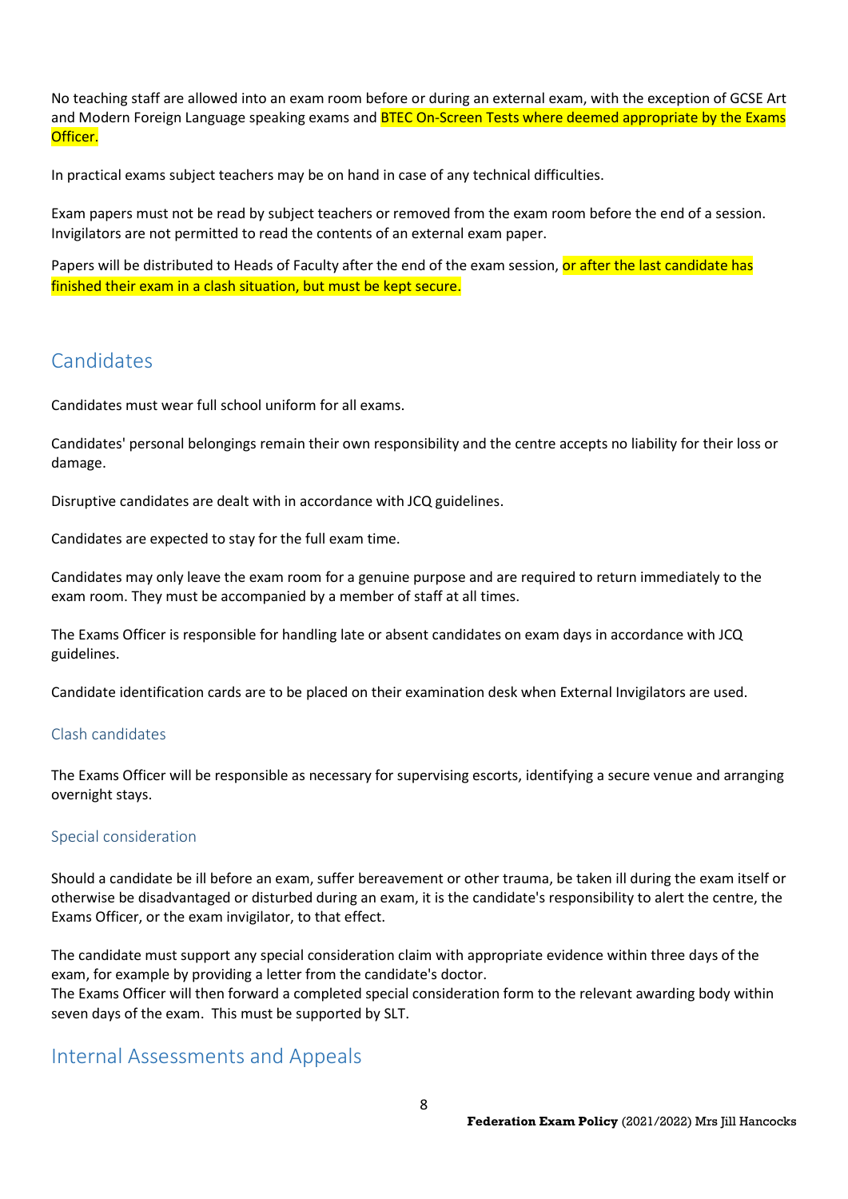No teaching staff are allowed into an exam room before or during an external exam, with the exception of GCSE Art and Modern Foreign Language speaking exams and BTEC On-Screen Tests where deemed appropriate by the Exams Officer.

In practical exams subject teachers may be on hand in case of any technical difficulties.

Exam papers must not be read by subject teachers or removed from the exam room before the end of a session. Invigilators are not permitted to read the contents of an external exam paper.

Papers will be distributed to Heads of Faculty after the end of the exam session, or after the last candidate has finished their exam in a clash situation, but must be kept secure.

## Candidates

Candidates must wear full school uniform for all exams.

Candidates' personal belongings remain their own responsibility and the centre accepts no liability for their loss or damage.

Disruptive candidates are dealt with in accordance with JCQ guidelines.

Candidates are expected to stay for the full exam time.

Candidates may only leave the exam room for a genuine purpose and are required to return immediately to the exam room. They must be accompanied by a member of staff at all times.

The Exams Officer is responsible for handling late or absent candidates on exam days in accordance with JCQ guidelines.

Candidate identification cards are to be placed on their examination desk when External Invigilators are used.

### Clash candidates

The Exams Officer will be responsible as necessary for supervising escorts, identifying a secure venue and arranging overnight stays.

### Special consideration

Should a candidate be ill before an exam, suffer bereavement or other trauma, be taken ill during the exam itself or otherwise be disadvantaged or disturbed during an exam, it is the candidate's responsibility to alert the centre, the Exams Officer, or the exam invigilator, to that effect.

The candidate must support any special consideration claim with appropriate evidence within three days of the exam, for example by providing a letter from the candidate's doctor.
The Exams Officer will then forward a completed special consideration form to the relevant awarding body within seven days of the exam. This must be supported by SLT.

## Internal Assessments and Appeals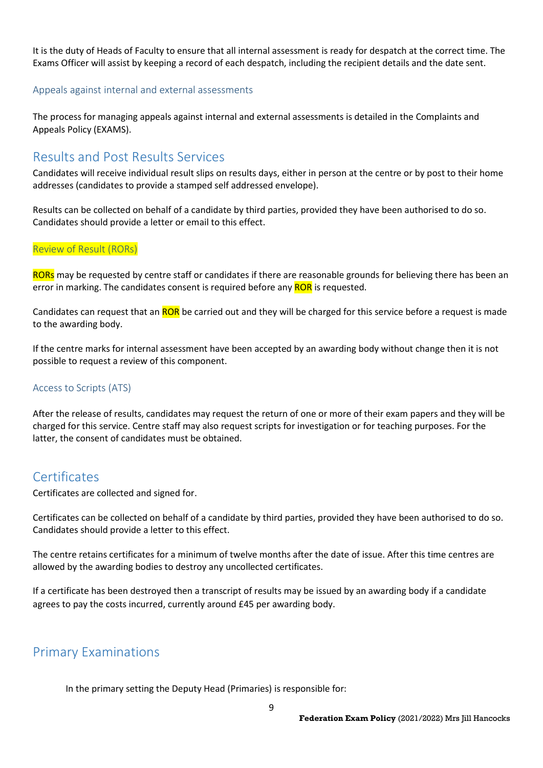It is the duty of Heads of Faculty to ensure that all internal assessment is ready for despatch at the correct time. The Exams Officer will assist by keeping a record of each despatch, including the recipient details and the date sent.

### Appeals against internal and external assessments

The process for managing appeals against internal and external assessments is detailed in the Complaints and Appeals Policy (EXAMS).

## Results and Post Results Services

Candidates will receive individual result slips on results days, either in person at the centre or by post to their home addresses (candidates to provide a stamped self addressed envelope).

Results can be collected on behalf of a candidate by third parties, provided they have been authorised to do so. Candidates should provide a letter or email to this effect.

### Review of Result (RORs)

RORs may be requested by centre staff or candidates if there are reasonable grounds for believing there has been an error in marking. The candidates consent is required before any ROR is requested.

Candidates can request that an ROR be carried out and they will be charged for this service before a request is made to the awarding body.

If the centre marks for internal assessment have been accepted by an awarding body without change then it is not possible to request a review of this component.

### Access to Scripts (ATS)

After the release of results, candidates may request the return of one or more of their exam papers and they will be charged for this service. Centre staff may also request scripts for investigation or for teaching purposes. For the latter, the consent of candidates must be obtained.

## Certificates

Certificates are collected and signed for.

Certificates can be collected on behalf of a candidate by third parties, provided they have been authorised to do so. Candidates should provide a letter to this effect.

The centre retains certificates for a minimum of twelve months after the date of issue. After this time centres are allowed by the awarding bodies to destroy any uncollected certificates.

If a certificate has been destroyed then a transcript of results may be issued by an awarding body if a candidate agrees to pay the costs incurred, currently around £45 per awarding body.

## Primary Examinations

In the primary setting the Deputy Head (Primaries) is responsible for: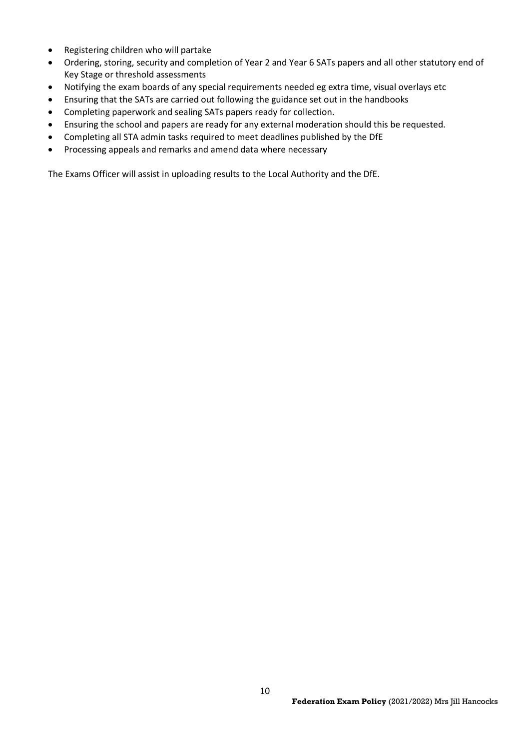- Registering children who will partake
- Ordering, storing, security and completion of Year 2 and Year 6 SATs papers and all other statutory end of Key Stage or threshold assessments
- Notifying the exam boards of any special requirements needed eg extra time, visual overlays etc
- Ensuring that the SATs are carried out following the guidance set out in the handbooks
- Completing paperwork and sealing SATs papers ready for collection.
- Ensuring the school and papers are ready for any external moderation should this be requested.
- Completing all STA admin tasks required to meet deadlines published by the DfE
- Processing appeals and remarks and amend data where necessary

The Exams Officer will assist in uploading results to the Local Authority and the DfE.